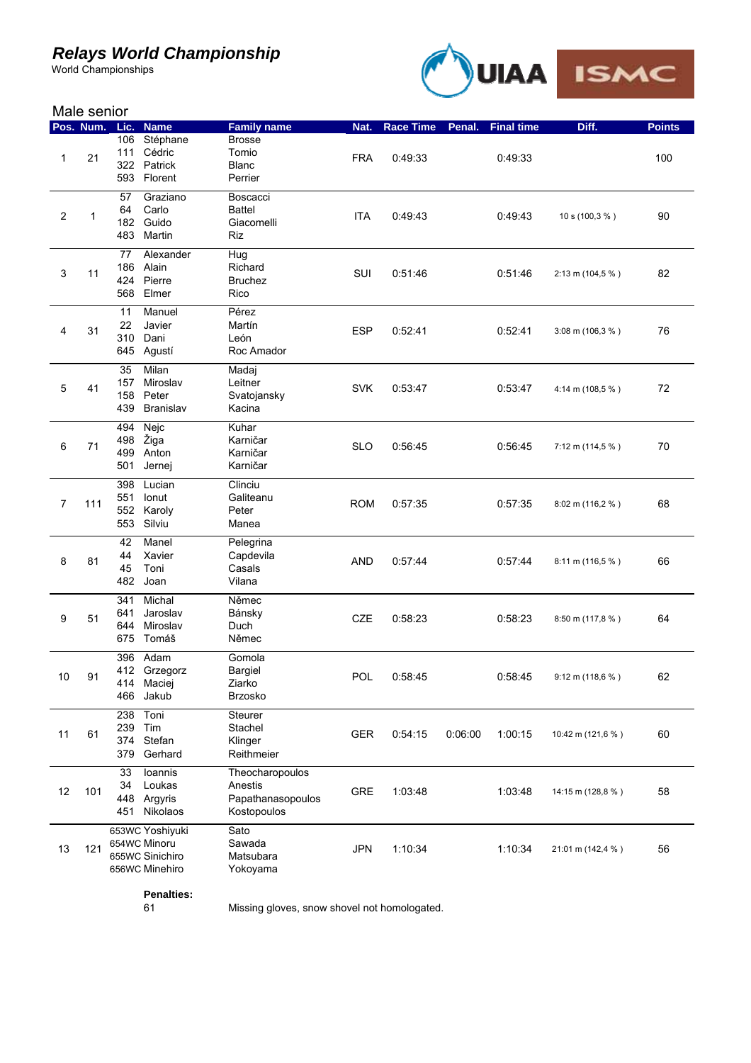# Relays World Championship

World Championships

## Male senior

| Pos. | Num. | Lic. | Name | Family name | Nat. | Race Time | Penal. | Final time | Diff. | Points |
|---|---|---|---|---|---|---|---|---|---|---|
| 1 | 21 | 106<br>111<br>322<br>593 | Stéphane<br>Cédric<br>Patrick<br>Florent | Brosse<br>Tomio<br>Blanc<br>Perrier | FRA | 0:49:33 | | 0:49:33 | | 100 |
| 2 | 1 | 57<br>64<br>182<br>483 | Graziano<br>Carlo<br>Guido<br>Martin | Boscacci<br>Battel<br>Giacomelli<br>Riz | ITA | 0:49:43 | | 0:49:43 | 10 s (100,3 % ) | 90 |
| 3 | 11 | 77<br>186<br>424<br>568 | Alexander<br>Alain<br>Pierre<br>Elmer | Hug<br>Richard<br>Bruchez<br>Rico | SUI | 0:51:46 | | 0:51:46 | 2:13 m (104,5 % ) | 82 |
| 4 | 31 | 11<br>22<br>310<br>645 | Manuel<br>Javier<br>Dani<br>Agustí | Pérez<br>Martín<br>León<br>Roc Amador | ESP | 0:52:41 | | 0:52:41 | 3:08 m (106,3 % ) | 76 |
| 5 | 41 | 35<br>157<br>158<br>439 | Milan<br>Miroslav<br>Peter<br>Branislav | Madaj<br>Leitner<br>Svatojansky<br>Kacina | SVK | 0:53:47 | | 0:53:47 | 4:14 m (108,5 % ) | 72 |
| 6 | 71 | 494<br>498<br>499<br>501 | Nejc<br>Žiga<br>Anton<br>Jernej | Kuhar<br>Karničar<br>Karničar<br>Karničar | SLO | 0:56:45 | | 0:56:45 | 7:12 m (114,5 % ) | 70 |
| 7 | 111 | 398<br>551<br>552<br>553 | Lucian<br>Ionut<br>Karoly<br>Silviu | Clinciu<br>Galiteanu<br>Peter<br>Manea | ROM | 0:57:35 | | 0:57:35 | 8:02 m (116,2 % ) | 68 |
| 8 | 81 | 42<br>44<br>45<br>482 | Manel<br>Xavier<br>Toni<br>Joan | Pelegrina<br>Capdevila<br>Casals<br>Vilana | AND | 0:57:44 | | 0:57:44 | 8:11 m (116,5 % ) | 66 |
| 9 | 51 | 341<br>641<br>644<br>675 | Michal<br>Jaroslav<br>Miroslav<br>Tomáš | Němec<br>Bánsky<br>Duch<br>Němec | CZE | 0:58:23 | | 0:58:23 | 8:50 m (117,8 % ) | 64 |
| 10 | 91 | 396<br>412<br>414<br>466 | Adam<br>Grzegorz<br>Maciej<br>Jakub | Gomola<br>Bargiel<br>Ziarko<br>Brzosko | POL | 0:58:45 | | 0:58:45 | 9:12 m (118,6 % ) | 62 |
| 11 | 61 | 238<br>239<br>374<br>379 | Toni<br>Tim<br>Stefan<br>Gerhard | Steurer<br>Stachel<br>Klinger<br>Reithmeier | GER | 0:54:15 | 0:06:00 | 1:00:15 | 10:42 m (121,6 % ) | 60 |
| 12 | 101 | 33<br>34<br>448<br>451 | Ioannis<br>Loukas<br>Argyris<br>Nikolaos | Theocharopoulos<br>Anestis<br>Papathanasopoulos<br>Kostopoulos | GRE | 1:03:48 | | 1:03:48 | 14:15 m (128,8 % ) | 58 |
| 13 | 121 | 653WC<br>654WC<br>655WC<br>656WC | Yoshiyuki<br>Minoru<br>Sinichiro<br>Minehiro | Sato<br>Sawada<br>Matsubara<br>Yokoyama | JPN | 1:10:34 | | 1:10:34 | 21:01 m (142,4 % ) | 56 |

**Penalties:**

61 — Missing gloves, snow shovel not homologated.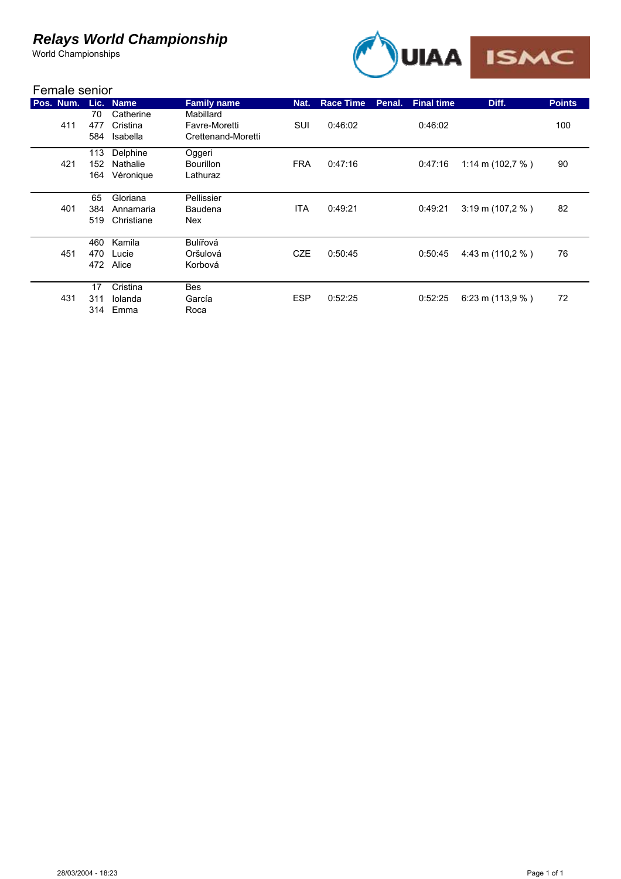# *Relays World Championship*

World Championships

## Female senior

| Pos. | Num. | Lic. | Name | Family name | Nat. | Race Time | Penal. | Final time | Diff. | Points |
|---|---|---|---|---|---|---|---|---|---|---|
| | | 70 | Catherine | Mabillard | | | | | | |
| | 411 | 477 | Cristina | Favre-Moretti | SUI | 0:46:02 | | 0:46:02 | | 100 |
| | | 584 | Isabella | Crettenand-Moretti | | | | | | |
| | | 113 | Delphine | Oggeri | | | | | | |
| | 421 | 152 | Nathalie | Bourillon | FRA | 0:47:16 | | 0:47:16 | 1:14 m (102,7 % ) | 90 |
| | | 164 | Véronique | Lathuraz | | | | | | |
| | | 65 | Gloriana | Pellissier | | | | | | |
| | 401 | 384 | Annamaria | Baudena | ITA | 0:49:21 | | 0:49:21 | 3:19 m (107,2 % ) | 82 |
| | | 519 | Christiane | Nex | | | | | | |
| | | 460 | Kamila | Bulířová | | | | | | |
| | 451 | 470 | Lucie | Oršulová | CZE | 0:50:45 | | 0:50:45 | 4:43 m (110,2 % ) | 76 |
| | | 472 | Alice | Korbová | | | | | | |
| | | 17 | Cristina | Bes | | | | | | |
| | 431 | 311 | Iolanda | García | ESP | 0:52:25 | | 0:52:25 | 6:23 m (113,9 % ) | 72 |
| | | 314 | Emma | Roca | | | | | | |

28/03/2004 - 18:23